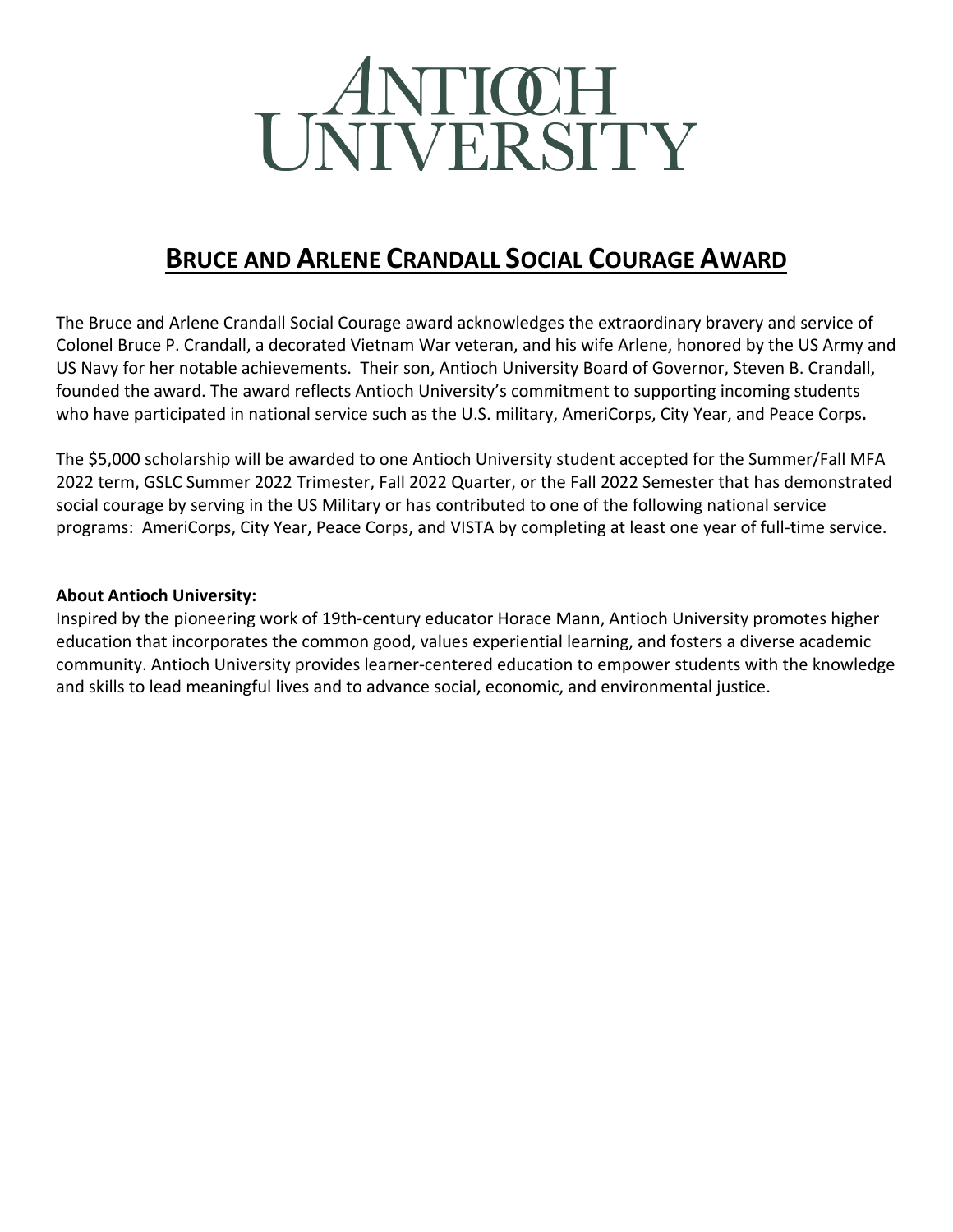# ANTIOCH UNIVERSITY

## BRUCE AND ARLENE CRANDALL SOCIAL COURAGE AWARD

The Bruce and Arlene Crandall Social Courage award acknowledges the extraordinary bravery and service of Colonel Bruce P. Crandall, a decorated Vietnam War veteran, and his wife Arlene, honored by the US Army and US Navy for her notable achievements. Their son, Antioch University Board of Governor, Steven B. Crandall, founded the award. The award reflects Antioch University's commitment to supporting incoming students who have participated in national service such as the U.S. military, AmeriCorps, City Year, and Peace Corps**.**

The $5,000 scholarship will be awarded to one Antioch University student accepted for the Summer/Fall MFA 2022 term, GSLC Summer 2022 Trimester, Fall 2022 Quarter, or the Fall 2022 Semester that has demonstrated social courage by serving in the US Military or has contributed to one of the following national service programs: AmeriCorps, City Year, Peace Corps, and VISTA by completing at least one year of full-time service.

**About Antioch University:**
Inspired by the pioneering work of 19th-century educator Horace Mann, Antioch University promotes higher education that incorporates the common good, values experiential learning, and fosters a diverse academic community. Antioch University provides learner-centered education to empower students with the knowledge and skills to lead meaningful lives and to advance social, economic, and environmental justice.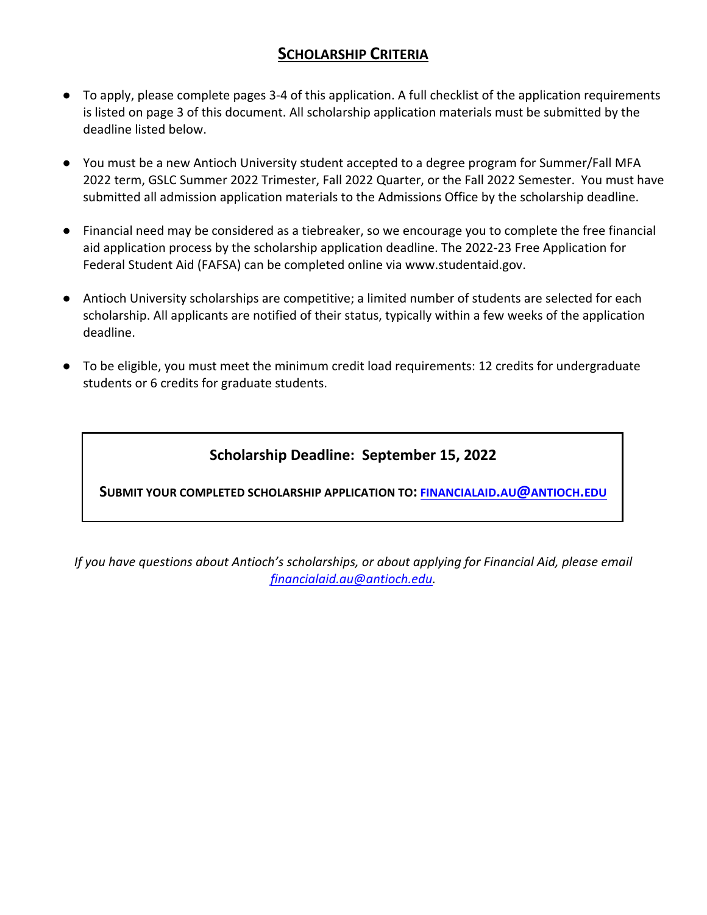## **Scholarship Criteria**

- To apply, please complete pages 3-4 of this application. A full checklist of the application requirements is listed on page 3 of this document. All scholarship application materials must be submitted by the deadline listed below.

- You must be a new Antioch University student accepted to a degree program for Summer/Fall MFA 2022 term, GSLC Summer 2022 Trimester, Fall 2022 Quarter, or the Fall 2022 Semester. You must have submitted all admission application materials to the Admissions Office by the scholarship deadline.

- Financial need may be considered as a tiebreaker, so we encourage you to complete the free financial aid application process by the scholarship application deadline. The 2022-23 Free Application for Federal Student Aid (FAFSA) can be completed online via www.studentaid.gov.

- Antioch University scholarships are competitive; a limited number of students are selected for each scholarship. All applicants are notified of their status, typically within a few weeks of the application deadline.

- To be eligible, you must meet the minimum credit load requirements: 12 credits for undergraduate students or 6 credits for graduate students.

**Scholarship Deadline: September 15, 2022**

**SUBMIT YOUR COMPLETED SCHOLARSHIP APPLICATION TO: FINANCIALAID.AU@ANTIOCH.EDU**

*If you have questions about Antioch's scholarships, or about applying for Financial Aid, please email financialaid.au@antioch.edu.*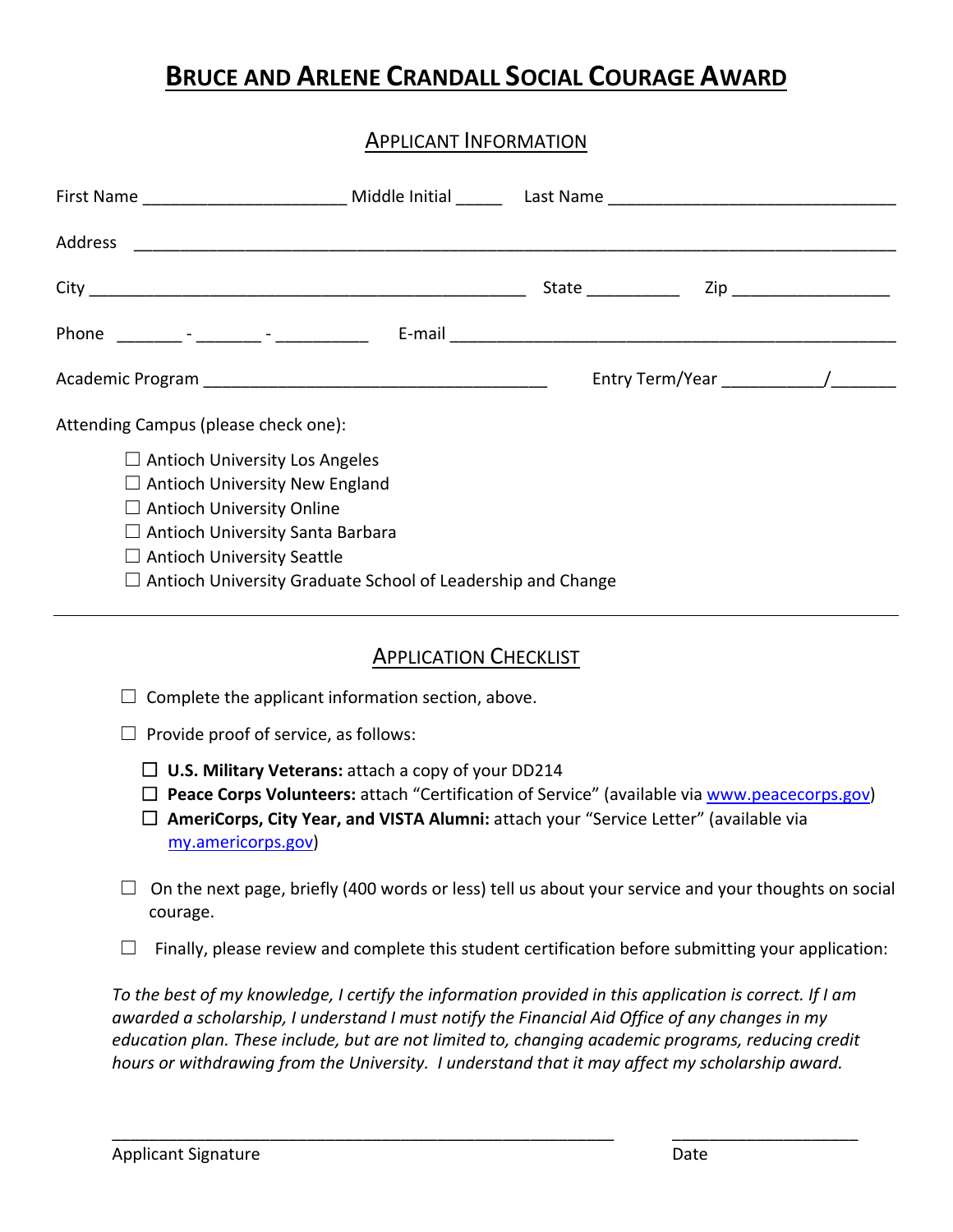# BRUCE AND ARLENE CRANDALL SOCIAL COURAGE AWARD

## APPLICANT INFORMATION

First Name _____________________ Middle Initial _____ Last Name ______________________________

Address __________________________________________________________________________

City ______________________________________________ State __________ Zip _________________

Phone _______ - _______ - __________ E-mail ______________________________________________

Academic Program ____________________________________ Entry Term/Year __________/_______

Attending Campus (please check one):

- ☐ Antioch University Los Angeles
- ☐ Antioch University New England
- ☐ Antioch University Online
- ☐ Antioch University Santa Barbara
- ☐ Antioch University Seattle
- ☐ Antioch University Graduate School of Leadership and Change

---

## APPLICATION CHECKLIST

☐ Complete the applicant information section, above.

☐ Provide proof of service, as follows:

- ☐ **U.S. Military Veterans:** attach a copy of your DD214
- ☐ **Peace Corps Volunteers:** attach "Certification of Service" (available via www.peacecorps.gov)
- ☐ **AmeriCorps, City Year, and VISTA Alumni:** attach your "Service Letter" (available via my.americorps.gov)

☐ On the next page, briefly (400 words or less) tell us about your service and your thoughts on social courage.

☐ Finally, please review and complete this student certification before submitting your application:

*To the best of my knowledge, I certify the information provided in this application is correct. If I am awarded a scholarship, I understand I must notify the Financial Aid Office of any changes in my education plan. These include, but are not limited to, changing academic programs, reducing credit hours or withdrawing from the University. I understand that it may affect my scholarship award.*

_______________________________________________________ ____________________

Applicant Signature Date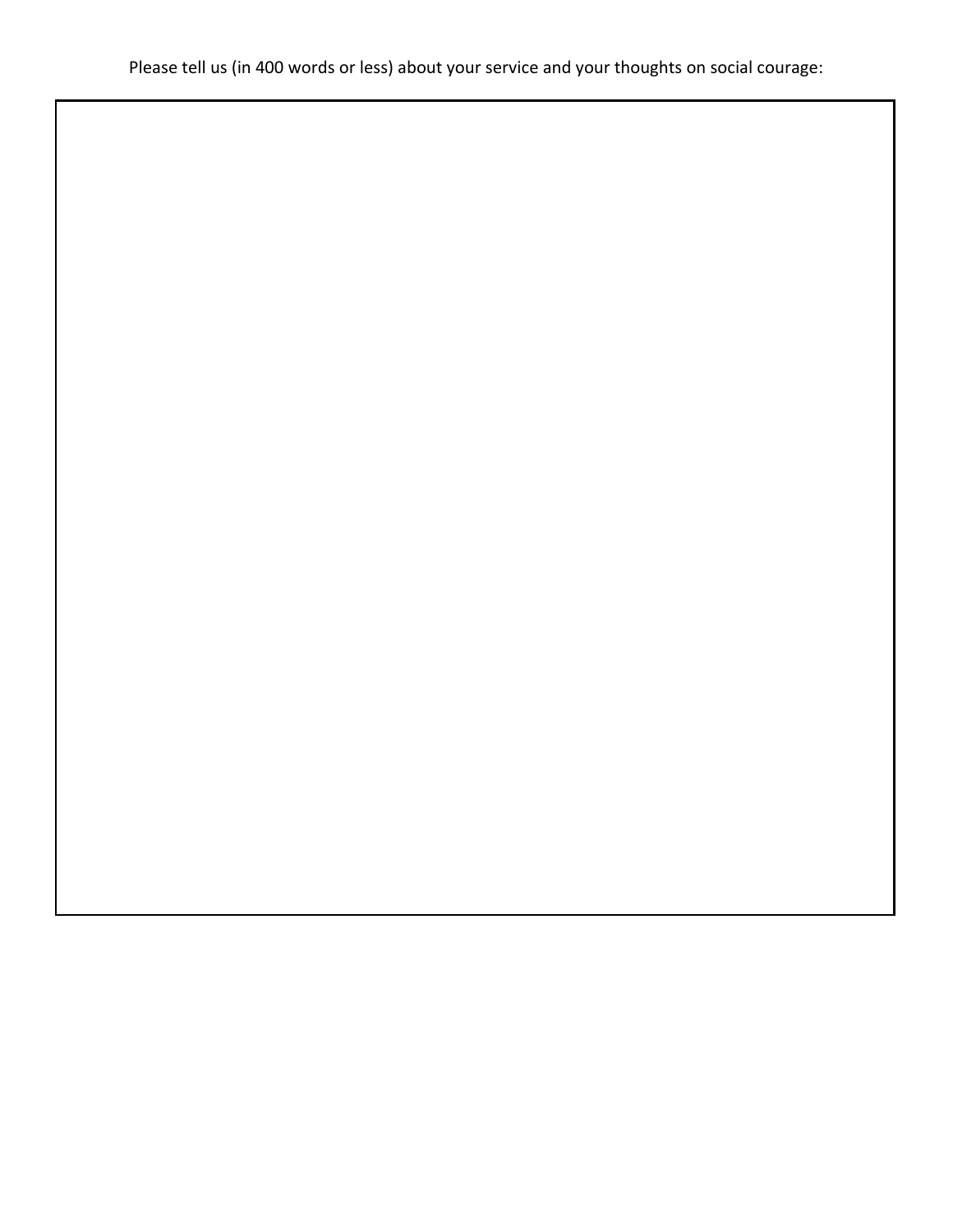Please tell us (in 400 words or less) about your service and your thoughts on social courage: